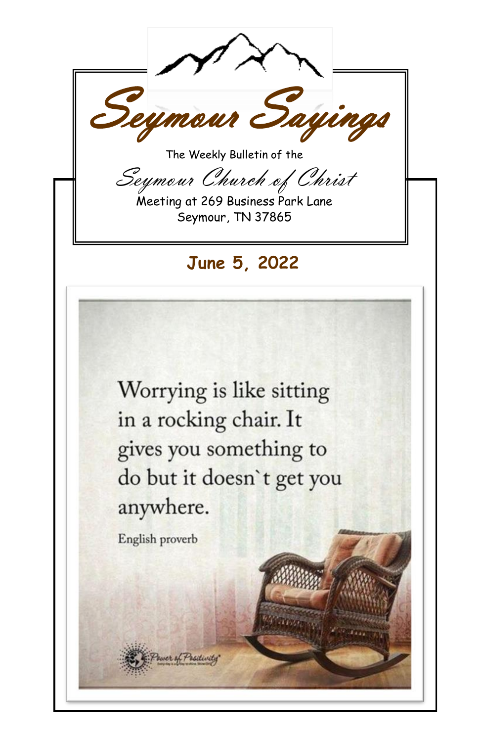# Seymour Sayings

The Weekly Bulletin of the

*Seymour Church of Christ*

Meeting at 269 Business Park Lane
Seymour, TN 37865

**June 5, 2022**

Worrying is like sitting in a rocking chair. It gives you something to do but it doesn`t get you anywhere.

English proverb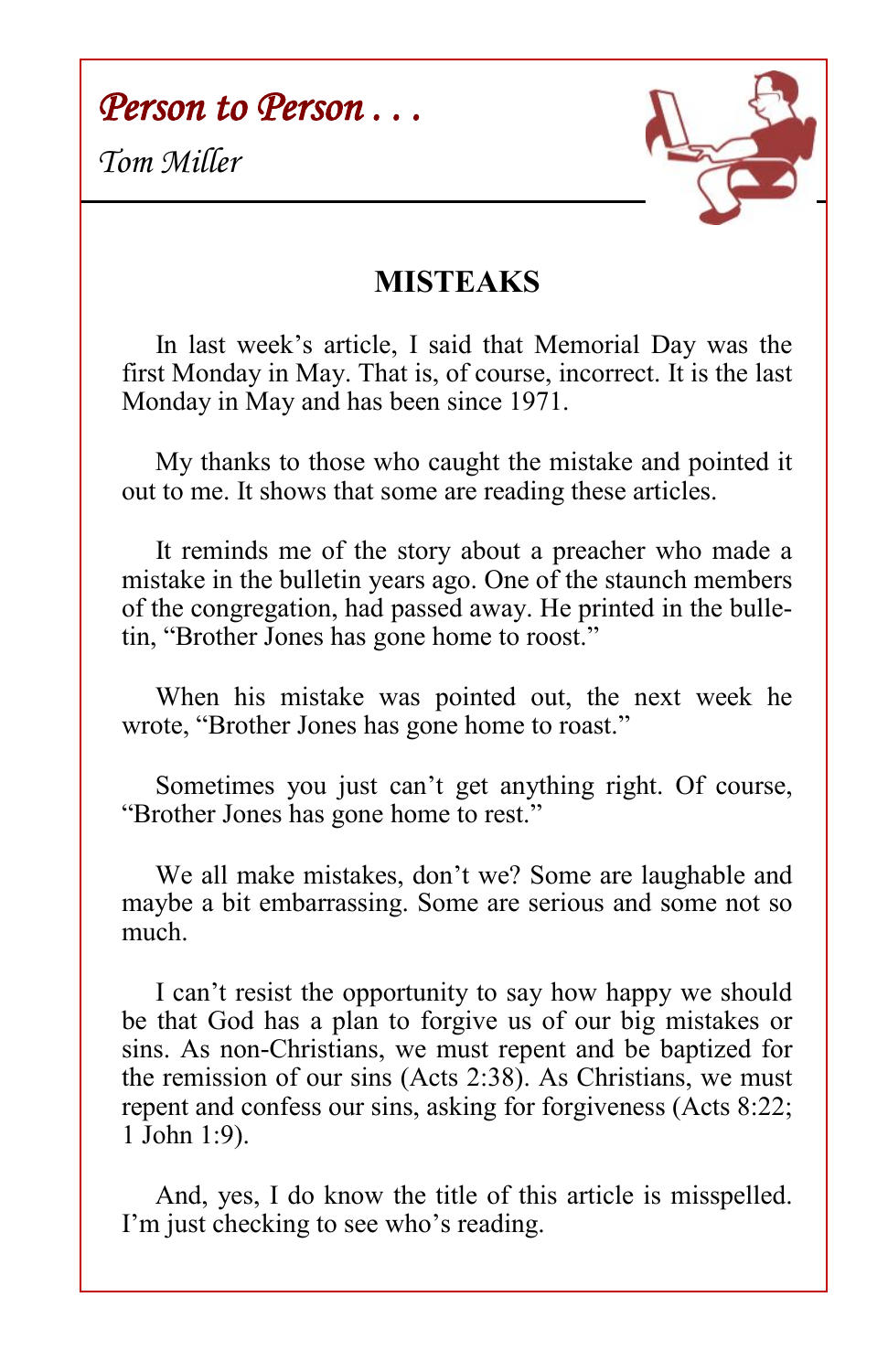*Person to Person . . .*

*Tom Miller*

## MISTEAKS

In last week's article, I said that Memorial Day was the first Monday in May. That is, of course, incorrect. It is the last Monday in May and has been since 1971.

My thanks to those who caught the mistake and pointed it out to me. It shows that some are reading these articles.

It reminds me of the story about a preacher who made a mistake in the bulletin years ago. One of the staunch members of the congregation, had passed away. He printed in the bulletin, "Brother Jones has gone home to roost."

When his mistake was pointed out, the next week he wrote, "Brother Jones has gone home to roast."

Sometimes you just can't get anything right. Of course, "Brother Jones has gone home to rest."

We all make mistakes, don't we? Some are laughable and maybe a bit embarrassing. Some are serious and some not so much.

I can't resist the opportunity to say how happy we should be that God has a plan to forgive us of our big mistakes or sins. As non-Christians, we must repent and be baptized for the remission of our sins (Acts 2:38). As Christians, we must repent and confess our sins, asking for forgiveness (Acts 8:22; 1 John 1:9).

And, yes, I do know the title of this article is misspelled. I'm just checking to see who's reading.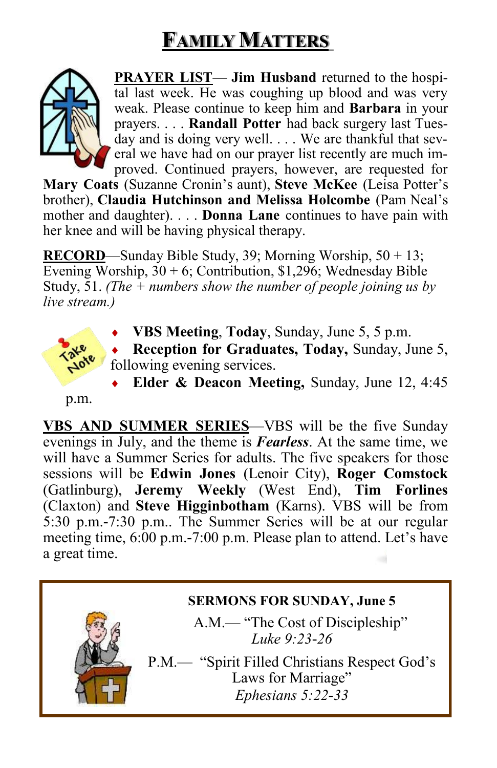# Family Matters

**PRAYER LIST**— **Jim Husband** returned to the hospital last week. He was coughing up blood and was very weak. Please continue to keep him and **Barbara** in your prayers. . . . **Randall Potter** had back surgery last Tuesday and is doing very well. . . . We are thankful that several we have had on our prayer list recently are much improved. Continued prayers, however, are requested for **Mary Coats** (Suzanne Cronin's aunt), **Steve McKee** (Leisa Potter's brother), **Claudia Hutchinson and Melissa Holcombe** (Pam Neal's mother and daughter). . . . **Donna Lane** continues to have pain with her knee and will be having physical therapy.

**RECORD**—Sunday Bible Study, 39; Morning Worship, 50 + 13; Evening Worship, 30 + 6; Contribution, $1,296; Wednesday Bible Study, 51. *(The + numbers show the number of people joining us by live stream.)*

- **VBS Meeting**, **Today**, Sunday, June 5, 5 p.m.
- **Reception for Graduates, Today,** Sunday, June 5, following evening services.
- **Elder & Deacon Meeting,** Sunday, June 12, 4:45 p.m.

**VBS AND SUMMER SERIES**—VBS will be the five Sunday evenings in July, and the theme is ***Fearless***. At the same time, we will have a Summer Series for adults. The five speakers for those sessions will be **Edwin Jones** (Lenoir City), **Roger Comstock** (Gatlinburg), **Jeremy Weekly** (West End), **Tim Forlines** (Claxton) and **Steve Higginbotham** (Karns). VBS will be from 5:30 p.m.-7:30 p.m.. The Summer Series will be at our regular meeting time, 6:00 p.m.-7:00 p.m. Please plan to attend. Let's have a great time.

**SERMONS FOR SUNDAY, June 5**

A.M.— "The Cost of Discipleship"
*Luke 9:23-26*

P.M.— "Spirit Filled Christians Respect God's Laws for Marriage"
*Ephesians 5:22-33*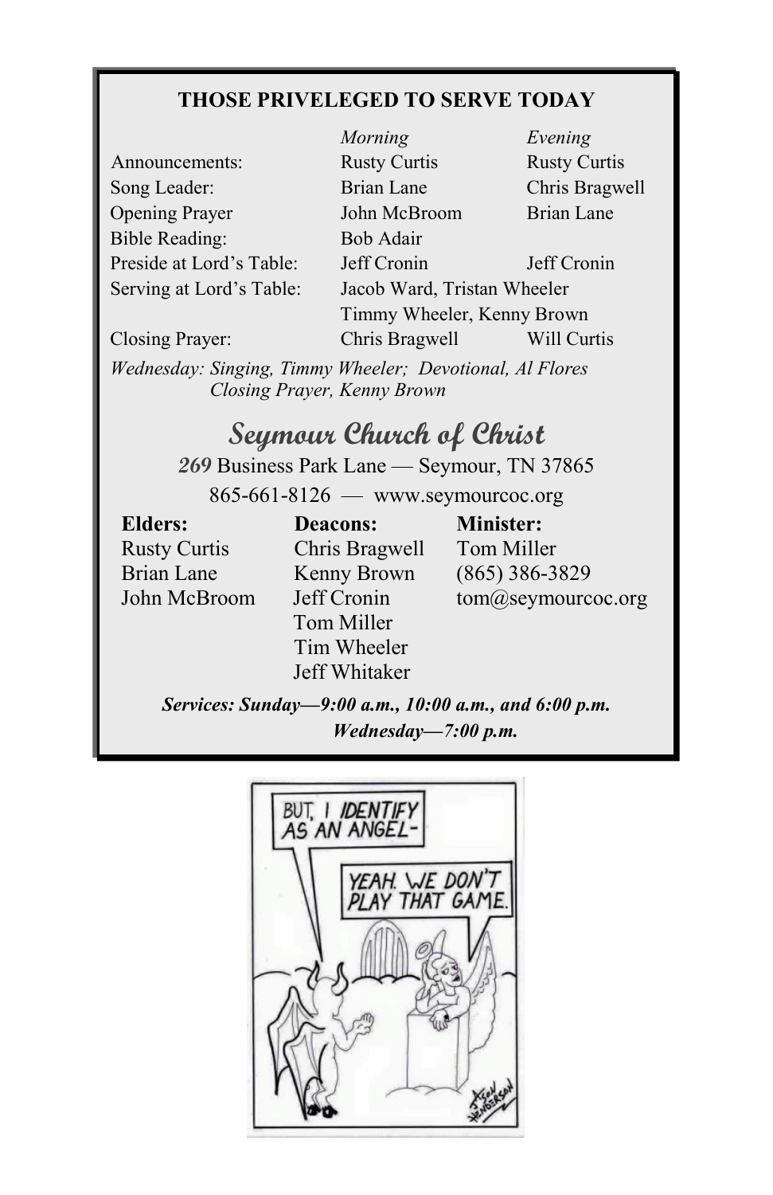## THOSE PRIVELEGED TO SERVE TODAY

| | *Morning* | *Evening* |
|---|---|---|
| Announcements: | Rusty Curtis | Rusty Curtis |
| Song Leader: | Brian Lane | Chris Bragwell |
| Opening Prayer | John McBroom | Brian Lane |
| Bible Reading: | Bob Adair | |
| Preside at Lord's Table: | Jeff Cronin | Jeff Cronin |
| Serving at Lord's Table: | Jacob Ward, Tristan Wheeler Timmy Wheeler, Kenny Brown | |
| Closing Prayer: | Chris Bragwell | Will Curtis |

*Wednesday: Singing, Timmy Wheeler; Devotional, Al Flores*
*Closing Prayer, Kenny Brown*

# Seymour Church of Christ

***269*** Business Park Lane — Seymour, TN 37865

865-661-8126 — www.seymourcoc.org

| **Elders:** | **Deacons:** | **Minister:** |
|---|---|---|
| Rusty Curtis | Chris Bragwell | Tom Miller |
| Brian Lane | Kenny Brown | (865) 386-3829 |
| John McBroom | Jeff Cronin | tom@seymourcoc.org |
| | Tom Miller | |
| | Tim Wheeler | |
| | Jeff Whitaker | |

***Services: Sunday—9:00 a.m., 10:00 a.m., and 6:00 p.m.***
***Wednesday—7:00 p.m.***